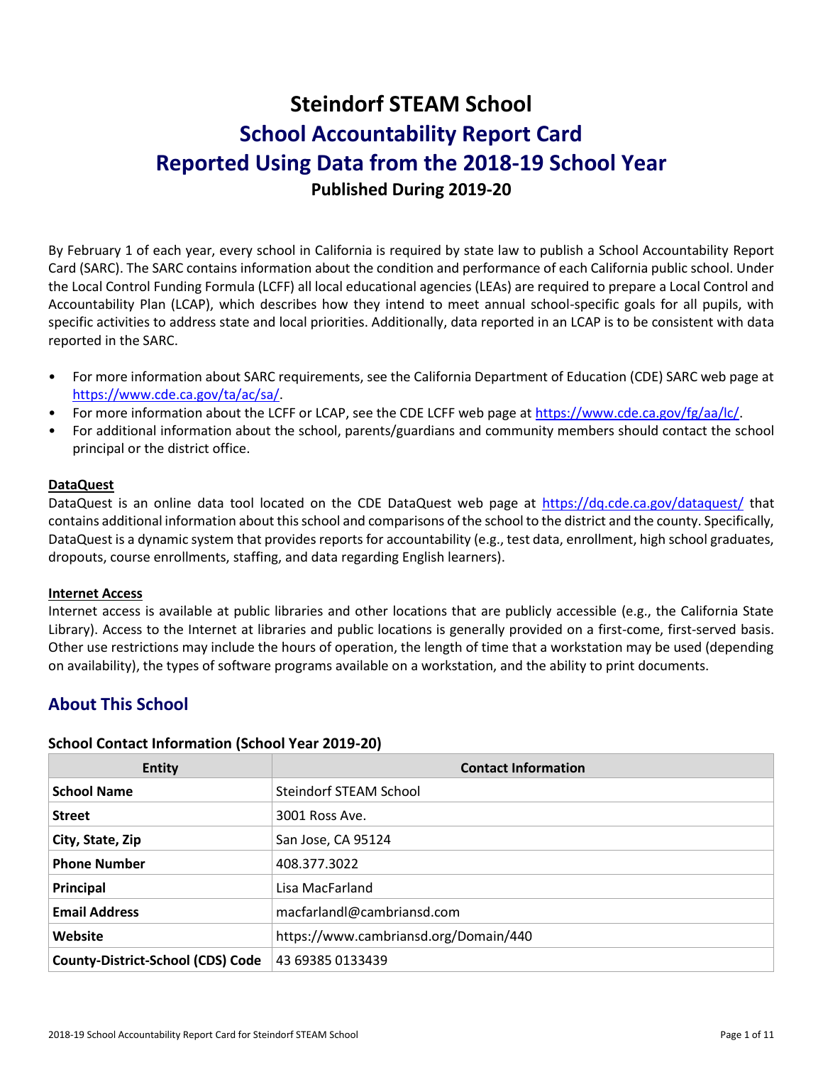# Steindorf STEAM School

## School Accountability Report Card

## Reported Using Data from the 2018-19 School Year

**Published During 2019-20**

By February 1 of each year, every school in California is required by state law to publish a School Accountability Report Card (SARC). The SARC contains information about the condition and performance of each California public school. Under the Local Control Funding Formula (LCFF) all local educational agencies (LEAs) are required to prepare a Local Control and Accountability Plan (LCAP), which describes how they intend to meet annual school-specific goals for all pupils, with specific activities to address state and local priorities. Additionally, data reported in an LCAP is to be consistent with data reported in the SARC.

- For more information about SARC requirements, see the California Department of Education (CDE) SARC web page at https://www.cde.ca.gov/ta/ac/sa/.
- For more information about the LCFF or LCAP, see the CDE LCFF web page at https://www.cde.ca.gov/fg/aa/lc/.
- For additional information about the school, parents/guardians and community members should contact the school principal or the district office.

**DataQuest**

DataQuest is an online data tool located on the CDE DataQuest web page at https://dq.cde.ca.gov/dataquest/ that contains additional information about this school and comparisons of the school to the district and the county. Specifically, DataQuest is a dynamic system that provides reports for accountability (e.g., test data, enrollment, high school graduates, dropouts, course enrollments, staffing, and data regarding English learners).

**Internet Access**

Internet access is available at public libraries and other locations that are publicly accessible (e.g., the California State Library). Access to the Internet at libraries and public locations is generally provided on a first-come, first-served basis. Other use restrictions may include the hours of operation, the length of time that a workstation may be used (depending on availability), the types of software programs available on a workstation, and the ability to print documents.

## About This School

### School Contact Information (School Year 2019-20)

| Entity | Contact Information |
|---|---|
| **School Name** | Steindorf STEAM School |
| **Street** | 3001 Ross Ave. |
| **City, State, Zip** | San Jose, CA 95124 |
| **Phone Number** | 408.377.3022 |
| **Principal** | Lisa MacFarland |
| **Email Address** | macfarlandl@cambriansd.com |
| **Website** | https://www.cambriansd.org/Domain/440 |
| **County-District-School (CDS) Code** | 43 69385 0133439 |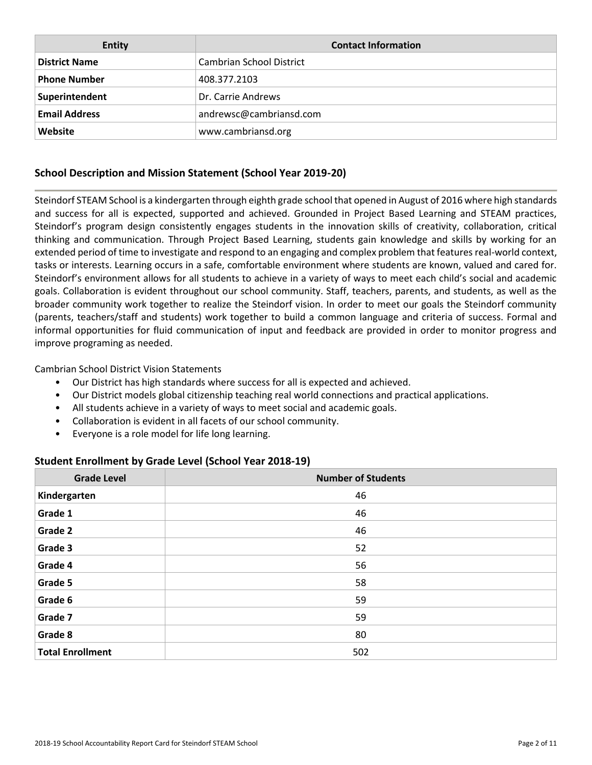| Entity | Contact Information |
| --- | --- |
| **District Name** | Cambrian School District |
| **Phone Number** | 408.377.2103 |
| **Superintendent** | Dr. Carrie Andrews |
| **Email Address** | andrewsc@cambriansd.com |
| **Website** | www.cambriansd.org |

## School Description and Mission Statement (School Year 2019-20)

Steindorf STEAM School is a kindergarten through eighth grade school that opened in August of 2016 where high standards and success for all is expected, supported and achieved. Grounded in Project Based Learning and STEAM practices, Steindorf's program design consistently engages students in the innovation skills of creativity, collaboration, critical thinking and communication. Through Project Based Learning, students gain knowledge and skills by working for an extended period of time to investigate and respond to an engaging and complex problem that features real-world context, tasks or interests. Learning occurs in a safe, comfortable environment where students are known, valued and cared for. Steindorf's environment allows for all students to achieve in a variety of ways to meet each child's social and academic goals. Collaboration is evident throughout our school community. Staff, teachers, parents, and students, as well as the broader community work together to realize the Steindorf vision. In order to meet our goals the Steindorf community (parents, teachers/staff and students) work together to build a common language and criteria of success. Formal and informal opportunities for fluid communication of input and feedback are provided in order to monitor progress and improve programing as needed.

Cambrian School District Vision Statements

- Our District has high standards where success for all is expected and achieved.
- Our District models global citizenship teaching real world connections and practical applications.
- All students achieve in a variety of ways to meet social and academic goals.
- Collaboration is evident in all facets of our school community.
- Everyone is a role model for life long learning.

## Student Enrollment by Grade Level (School Year 2018-19)

| Grade Level | Number of Students |
| --- | --- |
| **Kindergarten** | 46 |
| **Grade 1** | 46 |
| **Grade 2** | 46 |
| **Grade 3** | 52 |
| **Grade 4** | 56 |
| **Grade 5** | 58 |
| **Grade 6** | 59 |
| **Grade 7** | 59 |
| **Grade 8** | 80 |
| **Total Enrollment** | 502 |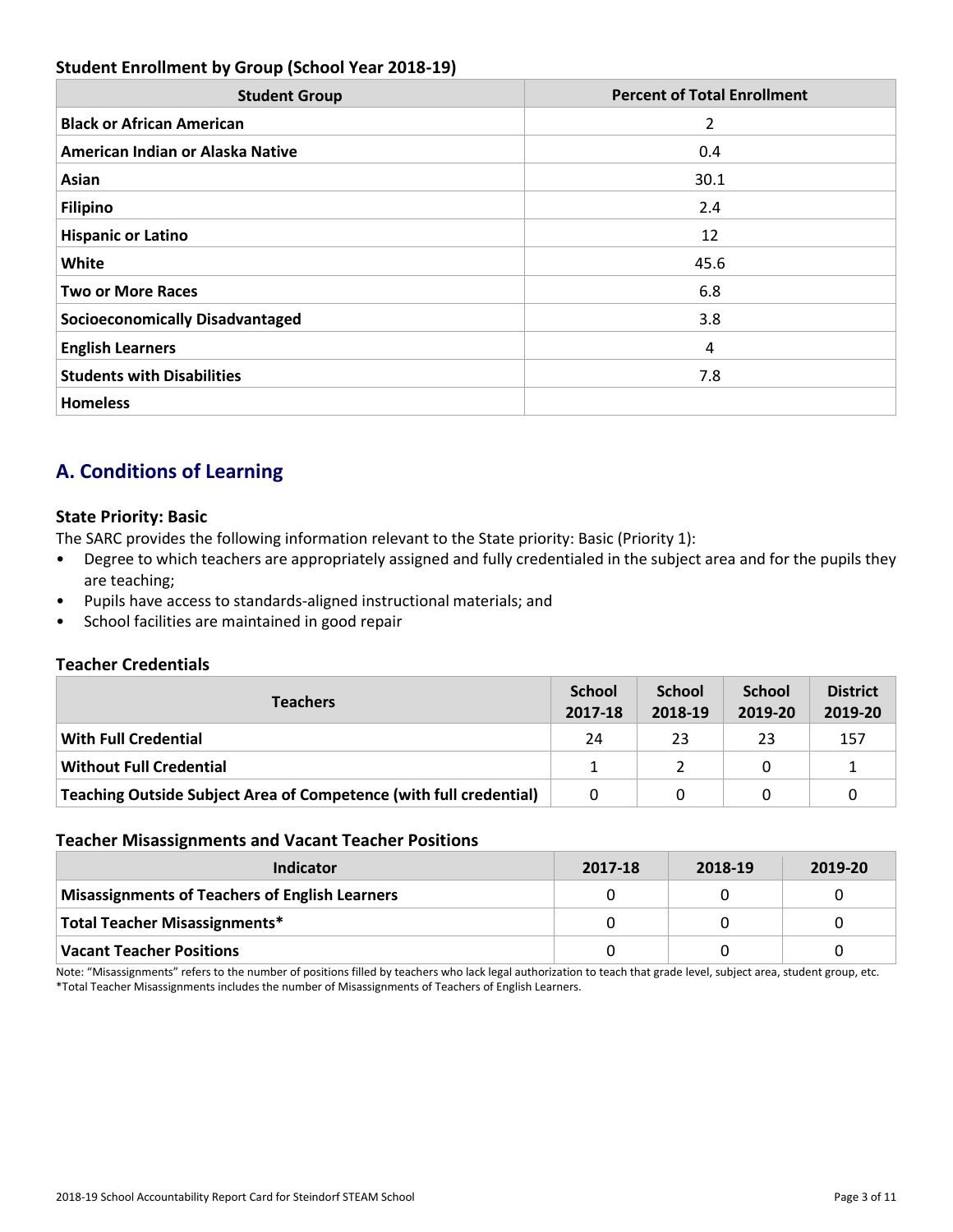### Student Enrollment by Group (School Year 2018-19)

| Student Group | Percent of Total Enrollment |
|---|---|
| **Black or African American** | 2 |
| **American Indian or Alaska Native** | 0.4 |
| **Asian** | 30.1 |
| **Filipino** | 2.4 |
| **Hispanic or Latino** | 12 |
| **White** | 45.6 |
| **Two or More Races** | 6.8 |
| **Socioeconomically Disadvantaged** | 3.8 |
| **English Learners** | 4 |
| **Students with Disabilities** | 7.8 |
| **Homeless** | |

## A. Conditions of Learning

### State Priority: Basic

The SARC provides the following information relevant to the State priority: Basic (Priority 1):

- Degree to which teachers are appropriately assigned and fully credentialed in the subject area and for the pupils they are teaching;
- Pupils have access to standards-aligned instructional materials; and
- School facilities are maintained in good repair

### Teacher Credentials

| Teachers | School 2017-18 | School 2018-19 | School 2019-20 | District 2019-20 |
|---|---|---|---|---|
| **With Full Credential** | 24 | 23 | 23 | 157 |
| **Without Full Credential** | 1 | 2 | 0 | 1 |
| **Teaching Outside Subject Area of Competence (with full credential)** | 0 | 0 | 0 | 0 |

### Teacher Misassignments and Vacant Teacher Positions

| Indicator | 2017-18 | 2018-19 | 2019-20 |
|---|---|---|---|
| **Misassignments of Teachers of English Learners** | 0 | 0 | 0 |
| **Total Teacher Misassignments*** | 0 | 0 | 0 |
| **Vacant Teacher Positions** | 0 | 0 | 0 |

Note: "Misassignments" refers to the number of positions filled by teachers who lack legal authorization to teach that grade level, subject area, student group, etc.
*Total Teacher Misassignments includes the number of Misassignments of Teachers of English Learners.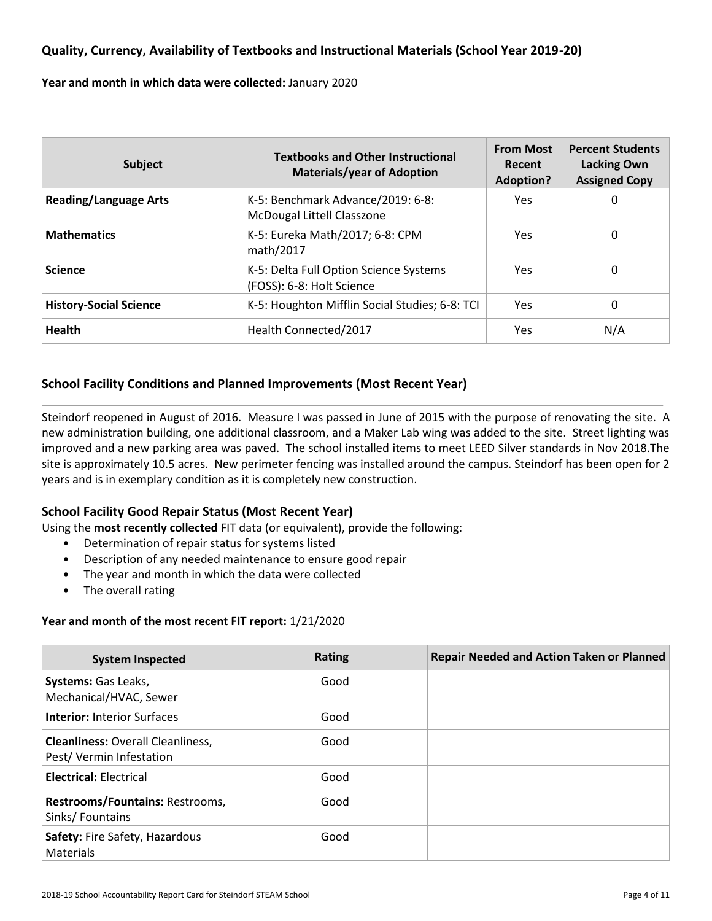## Quality, Currency, Availability of Textbooks and Instructional Materials (School Year 2019-20)

**Year and month in which data were collected:** January 2020

| Subject | Textbooks and Other Instructional Materials/year of Adoption | From Most Recent Adoption? | Percent Students Lacking Own Assigned Copy |
|---|---|---|---|
| **Reading/Language Arts** | K-5: Benchmark Advance/2019: 6-8: McDougal Littell Classzone | Yes | 0 |
| **Mathematics** | K-5: Eureka Math/2017; 6-8: CPM math/2017 | Yes | 0 |
| **Science** | K-5: Delta Full Option Science Systems (FOSS): 6-8: Holt Science | Yes | 0 |
| **History-Social Science** | K-5: Houghton Mifflin Social Studies; 6-8: TCI | Yes | 0 |
| **Health** | Health Connected/2017 | Yes | N/A |

## School Facility Conditions and Planned Improvements (Most Recent Year)

Steindorf reopened in August of 2016. Measure I was passed in June of 2015 with the purpose of renovating the site. A new administration building, one additional classroom, and a Maker Lab wing was added to the site. Street lighting was improved and a new parking area was paved. The school installed items to meet LEED Silver standards in Nov 2018.The site is approximately 10.5 acres. New perimeter fencing was installed around the campus. Steindorf has been open for 2 years and is in exemplary condition as it is completely new construction.

## School Facility Good Repair Status (Most Recent Year)

Using the **most recently collected** FIT data (or equivalent), provide the following:

- Determination of repair status for systems listed
- Description of any needed maintenance to ensure good repair
- The year and month in which the data were collected
- The overall rating

**Year and month of the most recent FIT report:** 1/21/2020

| System Inspected | Rating | Repair Needed and Action Taken or Planned |
|---|---|---|
| **Systems:** Gas Leaks, Mechanical/HVAC, Sewer | Good | |
| **Interior:** Interior Surfaces | Good | |
| **Cleanliness:** Overall Cleanliness, Pest/ Vermin Infestation | Good | |
| **Electrical:** Electrical | Good | |
| **Restrooms/Fountains:** Restrooms, Sinks/ Fountains | Good | |
| **Safety:** Fire Safety, Hazardous Materials | Good | |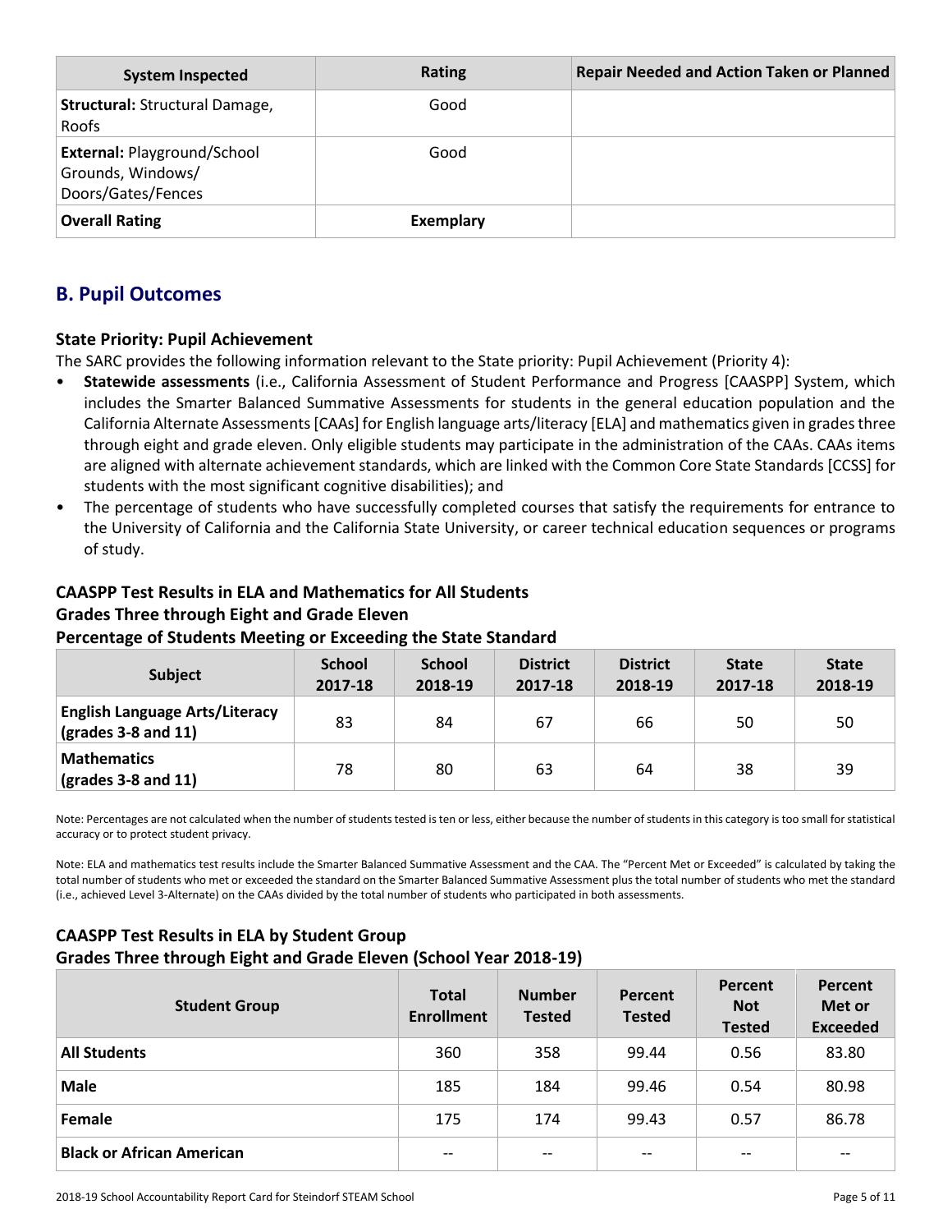| System Inspected | Rating | Repair Needed and Action Taken or Planned |
|---|---|---|
| **Structural:** Structural Damage, Roofs | Good | |
| **External:** Playground/School Grounds, Windows/ Doors/Gates/Fences | Good | |
| **Overall Rating** | **Exemplary** | |

## B. Pupil Outcomes

### State Priority: Pupil Achievement

The SARC provides the following information relevant to the State priority: Pupil Achievement (Priority 4):

- **Statewide assessments** (i.e., California Assessment of Student Performance and Progress [CAASPP] System, which includes the Smarter Balanced Summative Assessments for students in the general education population and the California Alternate Assessments [CAAs] for English language arts/literacy [ELA] and mathematics given in grades three through eight and grade eleven. Only eligible students may participate in the administration of the CAAs. CAAs items are aligned with alternate achievement standards, which are linked with the Common Core State Standards [CCSS] for students with the most significant cognitive disabilities); and
- The percentage of students who have successfully completed courses that satisfy the requirements for entrance to the University of California and the California State University, or career technical education sequences or programs of study.

### CAASPP Test Results in ELA and Mathematics for All Students
### Grades Three through Eight and Grade Eleven
### Percentage of Students Meeting or Exceeding the State Standard

| Subject | School 2017-18 | School 2018-19 | District 2017-18 | District 2018-19 | State 2017-18 | State 2018-19 |
|---|---|---|---|---|---|---|
| **English Language Arts/Literacy (grades 3-8 and 11)** | 83 | 84 | 67 | 66 | 50 | 50 |
| **Mathematics (grades 3-8 and 11)** | 78 | 80 | 63 | 64 | 38 | 39 |

Note: Percentages are not calculated when the number of students tested is ten or less, either because the number of students in this category is too small for statistical accuracy or to protect student privacy.

Note: ELA and mathematics test results include the Smarter Balanced Summative Assessment and the CAA. The "Percent Met or Exceeded" is calculated by taking the total number of students who met or exceeded the standard on the Smarter Balanced Summative Assessment plus the total number of students who met the standard (i.e., achieved Level 3-Alternate) on the CAAs divided by the total number of students who participated in both assessments.

### CAASPP Test Results in ELA by Student Group
### Grades Three through Eight and Grade Eleven (School Year 2018-19)

| Student Group | Total Enrollment | Number Tested | Percent Tested | Percent Not Tested | Percent Met or Exceeded |
|---|---|---|---|---|---|
| **All Students** | 360 | 358 | 99.44 | 0.56 | 83.80 |
| **Male** | 185 | 184 | 99.46 | 0.54 | 80.98 |
| **Female** | 175 | 174 | 99.43 | 0.57 | 86.78 |
| **Black or African American** | -- | -- | -- | -- | -- |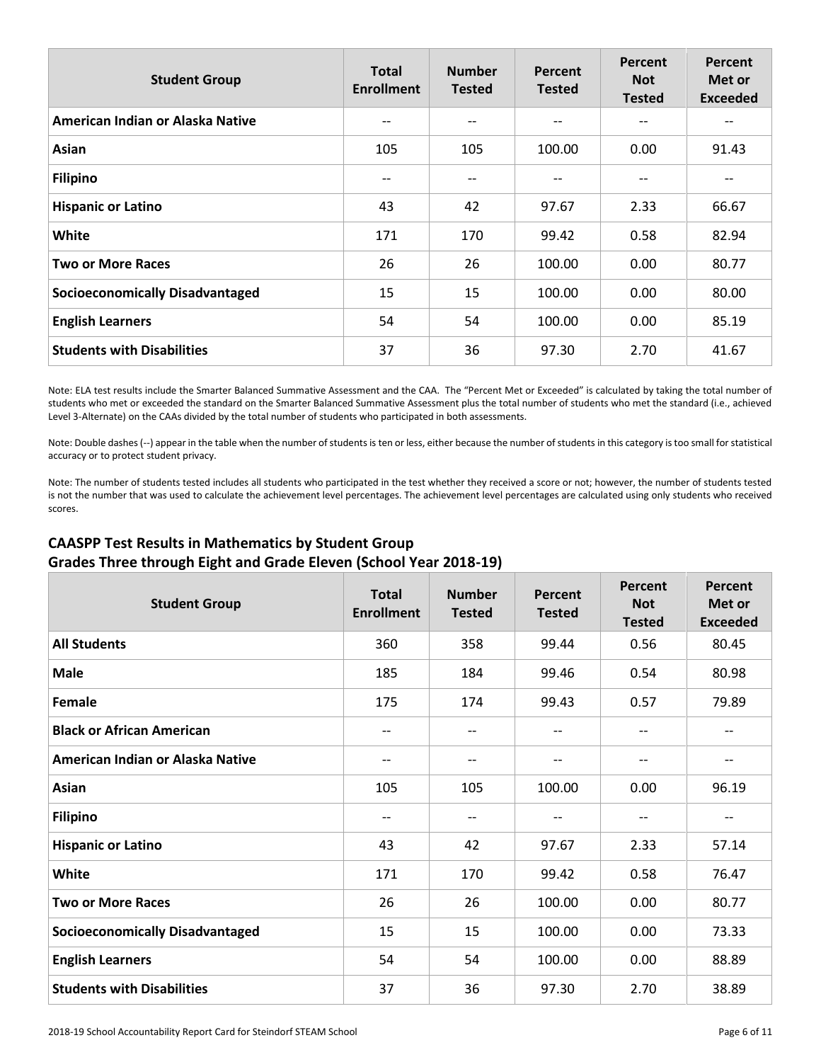| Student Group | Total Enrollment | Number Tested | Percent Tested | Percent Not Tested | Percent Met or Exceeded |
|---|---|---|---|---|---|
| American Indian or Alaska Native | -- | -- | -- | -- | -- |
| Asian | 105 | 105 | 100.00 | 0.00 | 91.43 |
| Filipino | -- | -- | -- | -- | -- |
| Hispanic or Latino | 43 | 42 | 97.67 | 2.33 | 66.67 |
| White | 171 | 170 | 99.42 | 0.58 | 82.94 |
| Two or More Races | 26 | 26 | 100.00 | 0.00 | 80.77 |
| Socioeconomically Disadvantaged | 15 | 15 | 100.00 | 0.00 | 80.00 |
| English Learners | 54 | 54 | 100.00 | 0.00 | 85.19 |
| Students with Disabilities | 37 | 36 | 97.30 | 2.70 | 41.67 |

Note: ELA test results include the Smarter Balanced Summative Assessment and the CAA. The "Percent Met or Exceeded" is calculated by taking the total number of students who met or exceeded the standard on the Smarter Balanced Summative Assessment plus the total number of students who met the standard (i.e., achieved Level 3-Alternate) on the CAAs divided by the total number of students who participated in both assessments.

Note: Double dashes (--) appear in the table when the number of students is ten or less, either because the number of students in this category is too small for statistical accuracy or to protect student privacy.

Note: The number of students tested includes all students who participated in the test whether they received a score or not; however, the number of students tested is not the number that was used to calculate the achievement level percentages. The achievement level percentages are calculated using only students who received scores.

## CAASPP Test Results in Mathematics by Student Group
## Grades Three through Eight and Grade Eleven (School Year 2018-19)

| Student Group | Total Enrollment | Number Tested | Percent Tested | Percent Not Tested | Percent Met or Exceeded |
|---|---|---|---|---|---|
| All Students | 360 | 358 | 99.44 | 0.56 | 80.45 |
| Male | 185 | 184 | 99.46 | 0.54 | 80.98 |
| Female | 175 | 174 | 99.43 | 0.57 | 79.89 |
| Black or African American | -- | -- | -- | -- | -- |
| American Indian or Alaska Native | -- | -- | -- | -- | -- |
| Asian | 105 | 105 | 100.00 | 0.00 | 96.19 |
| Filipino | -- | -- | -- | -- | -- |
| Hispanic or Latino | 43 | 42 | 97.67 | 2.33 | 57.14 |
| White | 171 | 170 | 99.42 | 0.58 | 76.47 |
| Two or More Races | 26 | 26 | 100.00 | 0.00 | 80.77 |
| Socioeconomically Disadvantaged | 15 | 15 | 100.00 | 0.00 | 73.33 |
| English Learners | 54 | 54 | 100.00 | 0.00 | 88.89 |
| Students with Disabilities | 37 | 36 | 97.30 | 2.70 | 38.89 |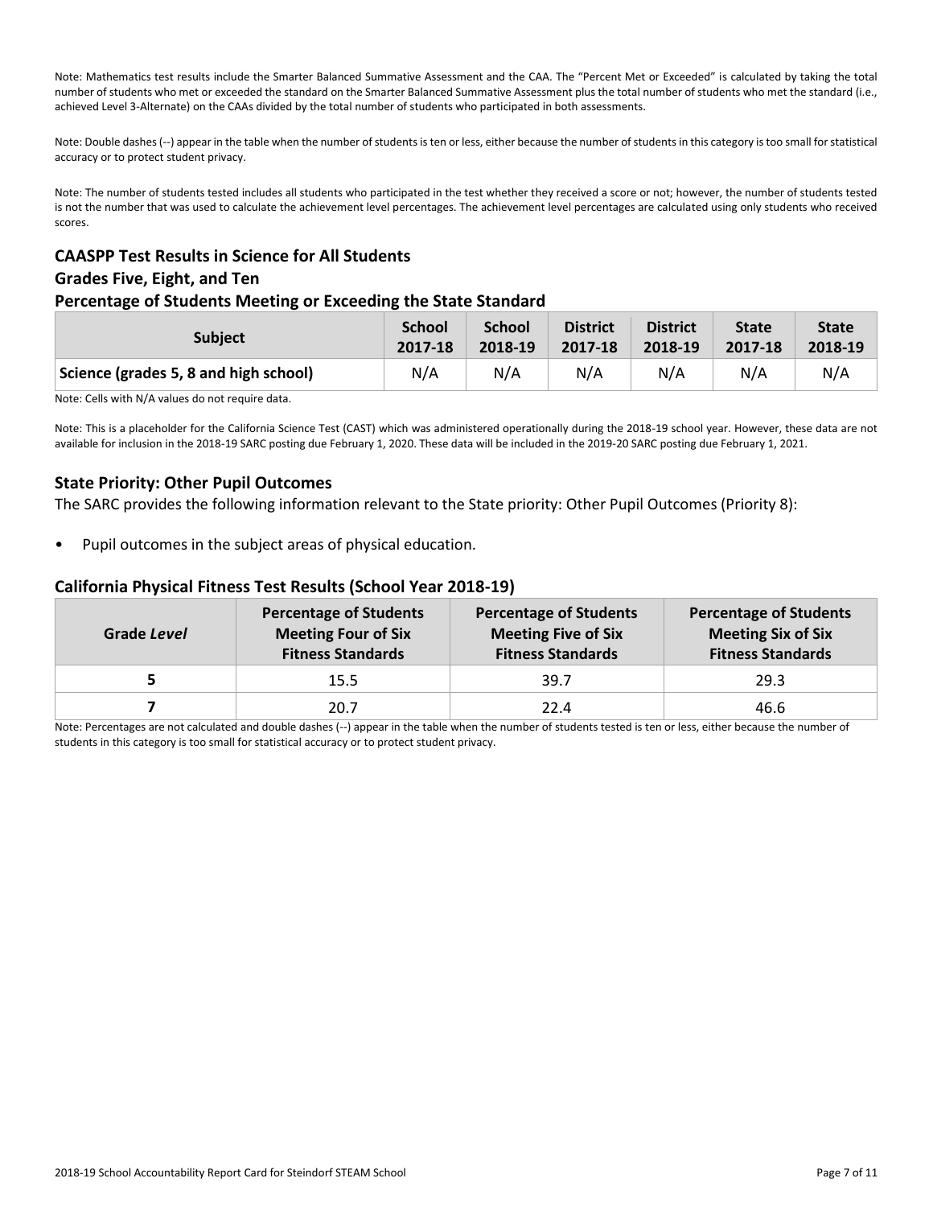Note: Mathematics test results include the Smarter Balanced Summative Assessment and the CAA. The "Percent Met or Exceeded" is calculated by taking the total number of students who met or exceeded the standard on the Smarter Balanced Summative Assessment plus the total number of students who met the standard (i.e., achieved Level 3-Alternate) on the CAAs divided by the total number of students who participated in both assessments.

Note: Double dashes (--) appear in the table when the number of students is ten or less, either because the number of students in this category is too small for statistical accuracy or to protect student privacy.

Note: The number of students tested includes all students who participated in the test whether they received a score or not; however, the number of students tested is not the number that was used to calculate the achievement level percentages. The achievement level percentages are calculated using only students who received scores.

### CAASPP Test Results in Science for All Students
### Grades Five, Eight, and Ten
### Percentage of Students Meeting or Exceeding the State Standard

| Subject | School 2017-18 | School 2018-19 | District 2017-18 | District 2018-19 | State 2017-18 | State 2018-19 |
|---|---|---|---|---|---|---|
| Science (grades 5, 8 and high school) | N/A | N/A | N/A | N/A | N/A | N/A |

Note: Cells with N/A values do not require data.

Note: This is a placeholder for the California Science Test (CAST) which was administered operationally during the 2018-19 school year. However, these data are not available for inclusion in the 2018-19 SARC posting due February 1, 2020. These data will be included in the 2019-20 SARC posting due February 1, 2021.

### State Priority: Other Pupil Outcomes

The SARC provides the following information relevant to the State priority: Other Pupil Outcomes (Priority 8):

- Pupil outcomes in the subject areas of physical education.

### California Physical Fitness Test Results (School Year 2018-19)

| Grade *Level* | Percentage of Students Meeting Four of Six Fitness Standards | Percentage of Students Meeting Five of Six Fitness Standards | Percentage of Students Meeting Six of Six Fitness Standards |
|---|---|---|---|
| 5 | 15.5 | 39.7 | 29.3 |
| 7 | 20.7 | 22.4 | 46.6 |

Note: Percentages are not calculated and double dashes (--) appear in the table when the number of students tested is ten or less, either because the number of students in this category is too small for statistical accuracy or to protect student privacy.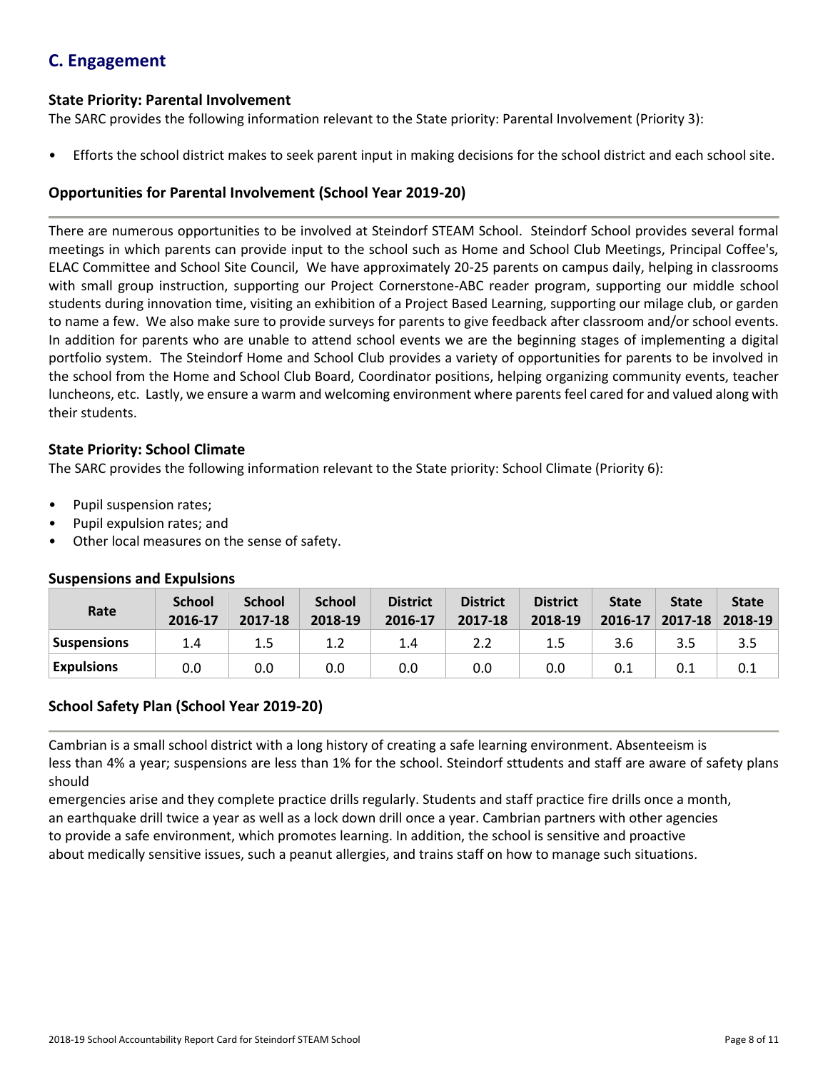## C. Engagement

### State Priority: Parental Involvement

The SARC provides the following information relevant to the State priority: Parental Involvement (Priority 3):

- Efforts the school district makes to seek parent input in making decisions for the school district and each school site.

### Opportunities for Parental Involvement (School Year 2019-20)

There are numerous opportunities to be involved at Steindorf STEAM School. Steindorf School provides several formal meetings in which parents can provide input to the school such as Home and School Club Meetings, Principal Coffee's, ELAC Committee and School Site Council, We have approximately 20-25 parents on campus daily, helping in classrooms with small group instruction, supporting our Project Cornerstone-ABC reader program, supporting our middle school students during innovation time, visiting an exhibition of a Project Based Learning, supporting our milage club, or garden to name a few. We also make sure to provide surveys for parents to give feedback after classroom and/or school events. In addition for parents who are unable to attend school events we are the beginning stages of implementing a digital portfolio system. The Steindorf Home and School Club provides a variety of opportunities for parents to be involved in the school from the Home and School Club Board, Coordinator positions, helping organizing community events, teacher luncheons, etc. Lastly, we ensure a warm and welcoming environment where parents feel cared for and valued along with their students.

### State Priority: School Climate

The SARC provides the following information relevant to the State priority: School Climate (Priority 6):

- Pupil suspension rates;
- Pupil expulsion rates; and
- Other local measures on the sense of safety.

### Suspensions and Expulsions

| Rate | School 2016-17 | School 2017-18 | School 2018-19 | District 2016-17 | District 2017-18 | District 2018-19 | State 2016-17 | State 2017-18 | State 2018-19 |
|---|---|---|---|---|---|---|---|---|---|
| Suspensions | 1.4 | 1.5 | 1.2 | 1.4 | 2.2 | 1.5 | 3.6 | 3.5 | 3.5 |
| Expulsions | 0.0 | 0.0 | 0.0 | 0.0 | 0.0 | 0.0 | 0.1 | 0.1 | 0.1 |

### School Safety Plan (School Year 2019-20)

Cambrian is a small school district with a long history of creating a safe learning environment. Absenteeism is less than 4% a year; suspensions are less than 1% for the school. Steindorf sttudents and staff are aware of safety plans should emergencies arise and they complete practice drills regularly. Students and staff practice fire drills once a month, an earthquake drill twice a year as well as a lock down drill once a year. Cambrian partners with other agencies to provide a safe environment, which promotes learning. In addition, the school is sensitive and proactive about medically sensitive issues, such a peanut allergies, and trains staff on how to manage such situations.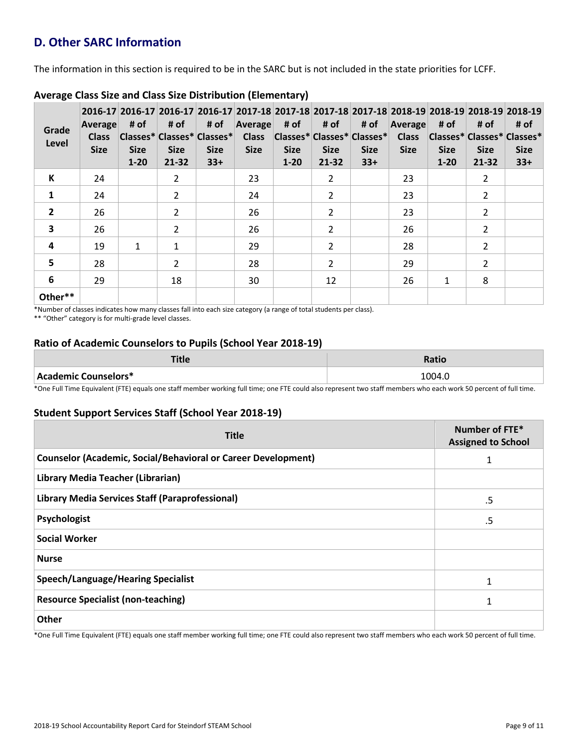## D. Other SARC Information

The information in this section is required to be in the SARC but is not included in the state priorities for LCFF.

### Average Class Size and Class Size Distribution (Elementary)

| Grade Level | 2016-17 Average Class Size | 2016-17 # of Classes* Size 1-20 | 2016-17 # of Classes* Size 21-32 | 2016-17 # of Classes* Size 33+ | 2017-18 Average Class Size | 2017-18 # of Classes* Size 1-20 | 2017-18 # of Classes* Size 21-32 | 2017-18 # of Classes* Size 33+ | 2018-19 Average Class Size | 2018-19 # of Classes* Size 1-20 | 2018-19 # of Classes* Size 21-32 | 2018-19 # of Classes* Size 33+ |
|---|---|---|---|---|---|---|---|---|---|---|---|---|
| K | 24 | | 2 | | 23 | | 2 | | 23 | | 2 | |
| 1 | 24 | | 2 | | 24 | | 2 | | 23 | | 2 | |
| 2 | 26 | | 2 | | 26 | | 2 | | 23 | | 2 | |
| 3 | 26 | | 2 | | 26 | | 2 | | 26 | | 2 | |
| 4 | 19 | 1 | 1 | | 29 | | 2 | | 28 | | 2 | |
| 5 | 28 | | 2 | | 28 | | 2 | | 29 | | 2 | |
| 6 | 29 | | 18 | | 30 | | 12 | | 26 | 1 | 8 | |
| Other** | | | | | | | | | | | | |

*Number of classes indicates how many classes fall into each size category (a range of total students per class).

** "Other" category is for multi-grade level classes.

### Ratio of Academic Counselors to Pupils (School Year 2018-19)

| Title | Ratio |
|---|---|
| Academic Counselors* | 1004.0 |

*One Full Time Equivalent (FTE) equals one staff member working full time; one FTE could also represent two staff members who each work 50 percent of full time.

### Student Support Services Staff (School Year 2018-19)

| Title | Number of FTE* Assigned to School |
|---|---|
| Counselor (Academic, Social/Behavioral or Career Development) | 1 |
| Library Media Teacher (Librarian) | |
| Library Media Services Staff (Paraprofessional) | .5 |
| Psychologist | .5 |
| Social Worker | |
| Nurse | |
| Speech/Language/Hearing Specialist | 1 |
| Resource Specialist (non-teaching) | 1 |
| Other | |

*One Full Time Equivalent (FTE) equals one staff member working full time; one FTE could also represent two staff members who each work 50 percent of full time.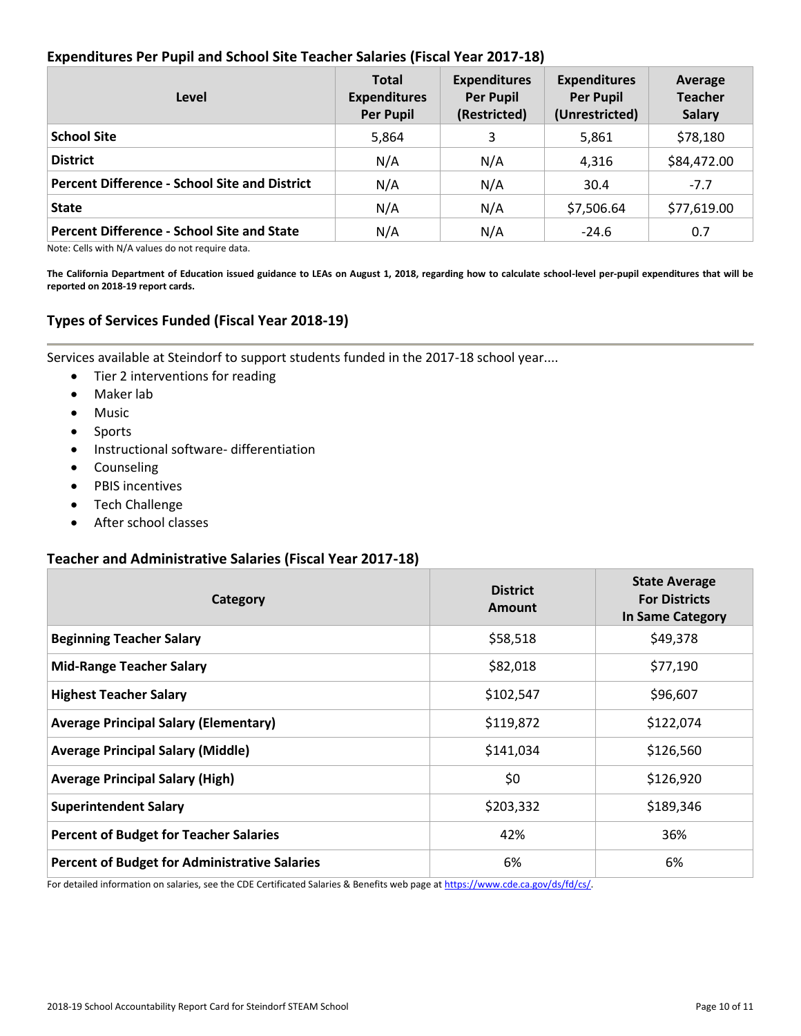### Expenditures Per Pupil and School Site Teacher Salaries (Fiscal Year 2017-18)

| Level | Total Expenditures Per Pupil | Expenditures Per Pupil (Restricted) | Expenditures Per Pupil (Unrestricted) | Average Teacher Salary |
|---|---|---|---|---|
| **School Site** | 5,864 | 3 | 5,861 | $78,180 |
| **District** | N/A | N/A | 4,316 | $84,472.00 |
| **Percent Difference - School Site and District** | N/A | N/A | 30.4 | -7.7 |
| **State** | N/A | N/A | $7,506.64 | $77,619.00 |
| **Percent Difference - School Site and State** | N/A | N/A | -24.6 | 0.7 |

Note: Cells with N/A values do not require data.

**The California Department of Education issued guidance to LEAs on August 1, 2018, regarding how to calculate school-level per-pupil expenditures that will be reported on 2018-19 report cards.**

### Types of Services Funded (Fiscal Year 2018-19)

Services available at Steindorf to support students funded in the 2017-18 school year....

- Tier 2 interventions for reading
- Maker lab
- Music
- Sports
- Instructional software- differentiation
- Counseling
- PBIS incentives
- Tech Challenge
- After school classes

### Teacher and Administrative Salaries (Fiscal Year 2017-18)

| Category | District Amount | State Average For Districts In Same Category |
|---|---|---|
| **Beginning Teacher Salary** | $58,518 | $49,378 |
| **Mid-Range Teacher Salary** | $82,018 | $77,190 |
| **Highest Teacher Salary** | $102,547 | $96,607 |
| **Average Principal Salary (Elementary)** | $119,872 | $122,074 |
| **Average Principal Salary (Middle)** | $141,034 | $126,560 |
| **Average Principal Salary (High)** | $0 | $126,920 |
| **Superintendent Salary** | $203,332 | $189,346 |
| **Percent of Budget for Teacher Salaries** | 42% | 36% |
| **Percent of Budget for Administrative Salaries** | 6% | 6% |

For detailed information on salaries, see the CDE Certificated Salaries & Benefits web page at https://www.cde.ca.gov/ds/fd/cs/.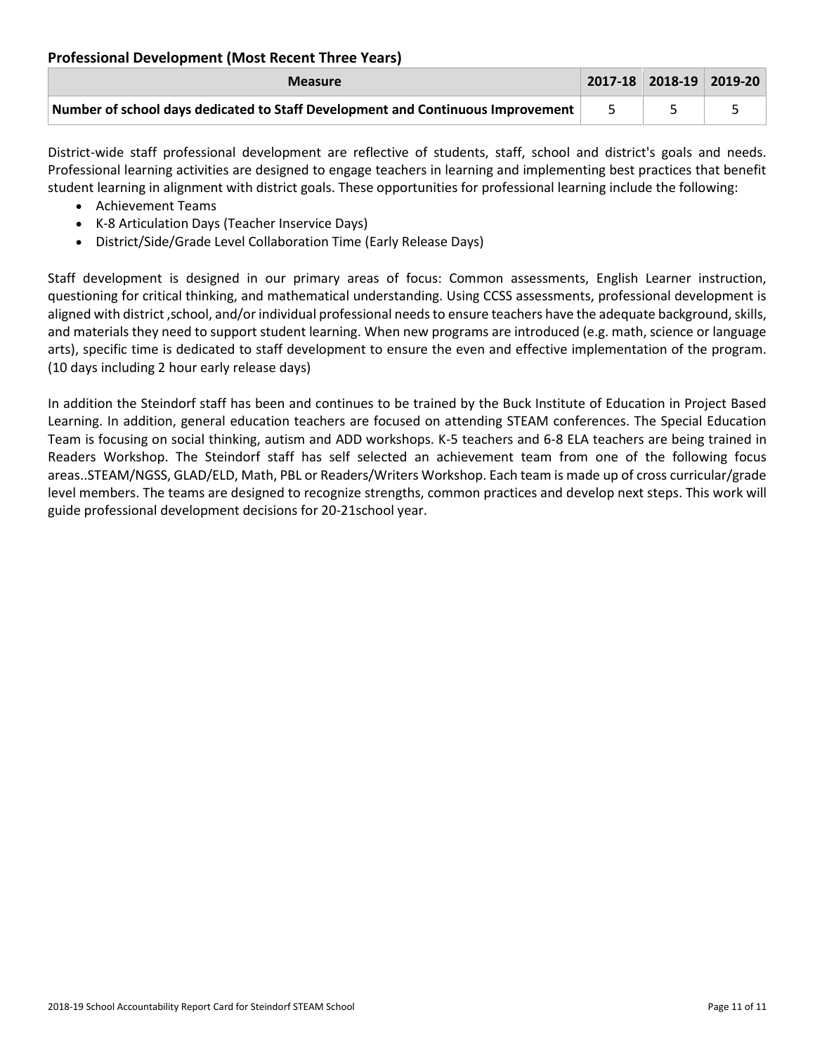### Professional Development (Most Recent Three Years)

| Measure | 2017-18 | 2018-19 | 2019-20 |
|---|---|---|---|
| Number of school days dedicated to Staff Development and Continuous Improvement | 5 | 5 | 5 |

District-wide staff professional development are reflective of students, staff, school and district's goals and needs. Professional learning activities are designed to engage teachers in learning and implementing best practices that benefit student learning in alignment with district goals. These opportunities for professional learning include the following:

- Achievement Teams
- K-8 Articulation Days (Teacher Inservice Days)
- District/Side/Grade Level Collaboration Time (Early Release Days)

Staff development is designed in our primary areas of focus: Common assessments, English Learner instruction, questioning for critical thinking, and mathematical understanding. Using CCSS assessments, professional development is aligned with district ,school, and/or individual professional needs to ensure teachers have the adequate background, skills, and materials they need to support student learning. When new programs are introduced (e.g. math, science or language arts), specific time is dedicated to staff development to ensure the even and effective implementation of the program. (10 days including 2 hour early release days)

In addition the Steindorf staff has been and continues to be trained by the Buck Institute of Education in Project Based Learning. In addition, general education teachers are focused on attending STEAM conferences. The Special Education Team is focusing on social thinking, autism and ADD workshops. K-5 teachers and 6-8 ELA teachers are being trained in Readers Workshop. The Steindorf staff has self selected an achievement team from one of the following focus areas..STEAM/NGSS, GLAD/ELD, Math, PBL or Readers/Writers Workshop. Each team is made up of cross curricular/grade level members. The teams are designed to recognize strengths, common practices and develop next steps. This work will guide professional development decisions for 20-21school year.